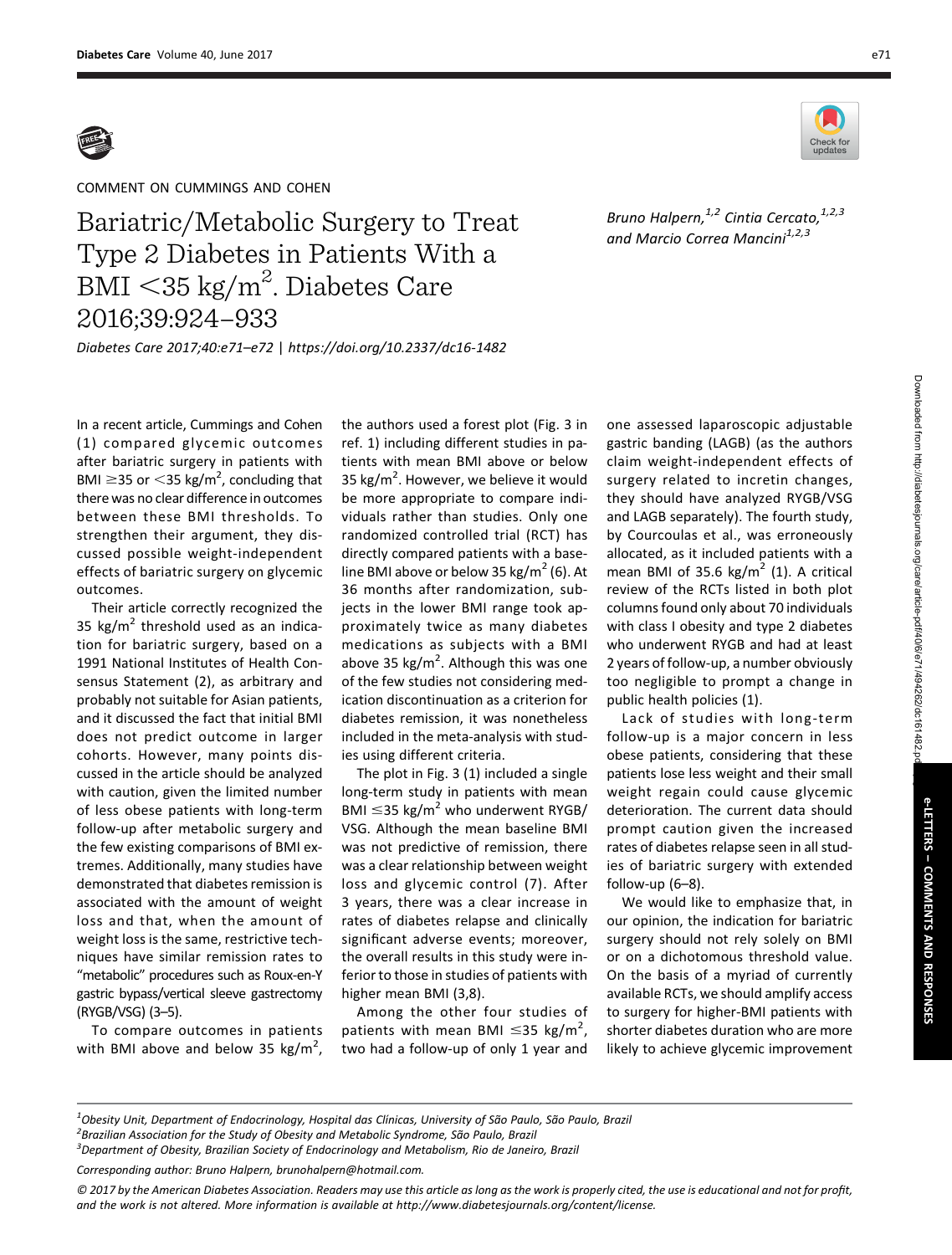COMMENT ON CUMMINGS AND COHEN

# Bariatric/Metabolic Surgery to Treat Type 2 Diabetes in Patients With a BMI <35 kg/m$^2$. Diabetes Care 2016;39:924–933

*Bruno Halpern,[1,2] Cintia Cercato,[1,2,3] and Marcio Correa Mancini[1,2,3]*

*Diabetes Care 2017;40:e71–e72 | https://doi.org/10.2337/dc16-1482*

In a recent article, Cummings and Cohen (1) compared glycemic outcomes after bariatric surgery in patients with BMI ≥35 or <35 kg/m$^2$, concluding that there was no clear difference in outcomes between these BMI thresholds. To strengthen their argument, they discussed possible weight-independent effects of bariatric surgery on glycemic outcomes.

Their article correctly recognized the 35 kg/m$^2$ threshold used as an indication for bariatric surgery, based on a 1991 National Institutes of Health Consensus Statement (2), as arbitrary and probably not suitable for Asian patients, and it discussed the fact that initial BMI does not predict outcome in larger cohorts. However, many points discussed in the article should be analyzed with caution, given the limited number of less obese patients with long-term follow-up after metabolic surgery and the few existing comparisons of BMI extremes. Additionally, many studies have demonstrated that diabetes remission is associated with the amount of weight loss and that, when the amount of weight loss is the same, restrictive techniques have similar remission rates to "metabolic" procedures such as Roux-en-Y gastric bypass/vertical sleeve gastrectomy (RYGB/VSG) (3–5).

To compare outcomes in patients with BMI above and below 35 kg/m$^2$, the authors used a forest plot (Fig. 3 in ref. 1) including different studies in patients with mean BMI above or below 35 kg/m$^2$. However, we believe it would be more appropriate to compare individuals rather than studies. Only one randomized controlled trial (RCT) has directly compared patients with a baseline BMI above or below 35 kg/m$^2$ (6). At 36 months after randomization, subjects in the lower BMI range took approximately twice as many diabetes medications as subjects with a BMI above 35 kg/m$^2$. Although this was one of the few studies not considering medication discontinuation as a criterion for diabetes remission, it was nonetheless included in the meta-analysis with studies using different criteria.

The plot in Fig. 3 (1) included a single long-term study in patients with mean BMI ≤35 kg/m$^2$ who underwent RYGB/VSG. Although the mean baseline BMI was not predictive of remission, there was a clear relationship between weight loss and glycemic control (7). After 3 years, there was a clear increase in rates of diabetes relapse and clinically significant adverse events; moreover, the overall results in this study were inferior to those in studies of patients with higher mean BMI (3,8).

Among the other four studies of patients with mean BMI ≤35 kg/m$^2$, two had a follow-up of only 1 year and one assessed laparoscopic adjustable gastric banding (LAGB) (as the authors claim weight-independent effects of surgery related to incretin changes, they should have analyzed RYGB/VSG and LAGB separately). The fourth study, by Courcoulas et al., was erroneously allocated, as it included patients with a mean BMI of 35.6 kg/m$^2$ (1). A critical review of the RCTs listed in both plot columns found only about 70 individuals with class I obesity and type 2 diabetes who underwent RYGB and had at least 2 years of follow-up, a number obviously too negligible to prompt a change in public health policies (1).

Lack of studies with long-term follow-up is a major concern in less obese patients, considering that these patients lose less weight and their small weight regain could cause glycemic deterioration. The current data should prompt caution given the increased rates of diabetes relapse seen in all studies of bariatric surgery with extended follow-up (6–8).

We would like to emphasize that, in our opinion, the indication for bariatric surgery should not rely solely on BMI or on a dichotomous threshold value. On the basis of a myriad of currently available RCTs, we should amplify access to surgery for higher-BMI patients with shorter diabetes duration who are more likely to achieve glycemic improvement

[1]Obesity Unit, Department of Endocrinology, Hospital das Clínicas, University of São Paulo, São Paulo, Brazil
[2]Brazilian Association for the Study of Obesity and Metabolic Syndrome, São Paulo, Brazil
[3]Department of Obesity, Brazilian Society of Endocrinology and Metabolism, Rio de Janeiro, Brazil

Corresponding author: Bruno Halpern, brunohalpern@hotmail.com.

© 2017 by the American Diabetes Association. Readers may use this article as long as the work is properly cited, the use is educational and not for profit, and the work is not altered. More information is available at http://www.diabetesjournals.org/content/license.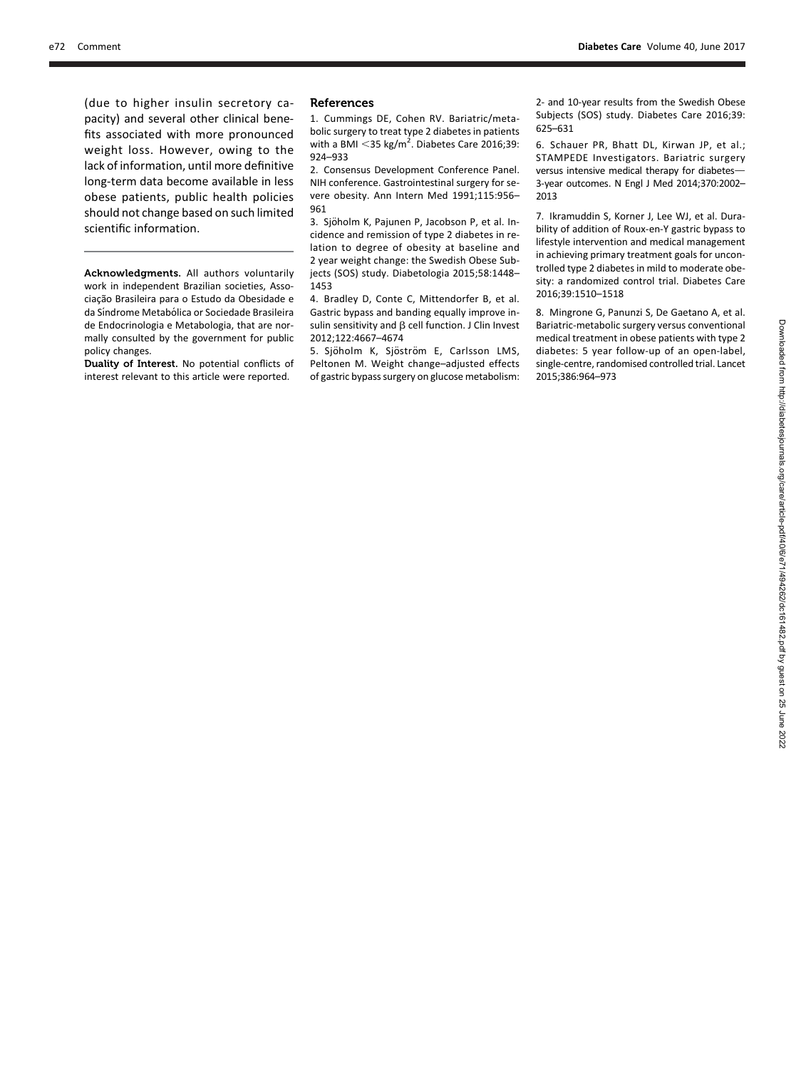(due to higher insulin secretory capacity) and several other clinical benefits associated with more pronounced weight loss. However, owing to the lack of information, until more definitive long-term data become available in less obese patients, public health policies should not change based on such limited scientific information.

**Acknowledgments.** All authors voluntarily work in independent Brazilian societies, Associação Brasileira para o Estudo da Obesidade e da Síndrome Metabólica or Sociedade Brasileira de Endocrinologia e Metabologia, that are normally consulted by the government for public policy changes.

**Duality of Interest.** No potential conflicts of interest relevant to this article were reported.

## References

1. Cummings DE, Cohen RV. Bariatric/metabolic surgery to treat type 2 diabetes in patients with a BMI $<$35 kg/m$^2$. Diabetes Care 2016;39: 924–933
2. Consensus Development Conference Panel. NIH conference. Gastrointestinal surgery for severe obesity. Ann Intern Med 1991;115:956–961
3. Sjöholm K, Pajunen P, Jacobson P, et al. Incidence and remission of type 2 diabetes in relation to degree of obesity at baseline and 2 year weight change: the Swedish Obese Subjects (SOS) study. Diabetologia 2015;58:1448–1453
4. Bradley D, Conte C, Mittendorfer B, et al. Gastric bypass and banding equally improve insulin sensitivity and β cell function. J Clin Invest 2012;122:4667–4674
5. Sjöholm K, Sjöström E, Carlsson LMS, Peltonen M. Weight change–adjusted effects of gastric bypass surgery on glucose metabolism: 2- and 10-year results from the Swedish Obese Subjects (SOS) study. Diabetes Care 2016;39: 625–631
6. Schauer PR, Bhatt DL, Kirwan JP, et al.; STAMPEDE Investigators. Bariatric surgery versus intensive medical therapy for diabetes—3-year outcomes. N Engl J Med 2014;370:2002–2013
7. Ikramuddin S, Korner J, Lee WJ, et al. Durability of addition of Roux-en-Y gastric bypass to lifestyle intervention and medical management in achieving primary treatment goals for uncontrolled type 2 diabetes in mild to moderate obesity: a randomized control trial. Diabetes Care 2016;39:1510–1518
8. Mingrone G, Panunzi S, De Gaetano A, et al. Bariatric-metabolic surgery versus conventional medical treatment in obese patients with type 2 diabetes: 5 year follow-up of an open-label, single-centre, randomised controlled trial. Lancet 2015;386:964–973